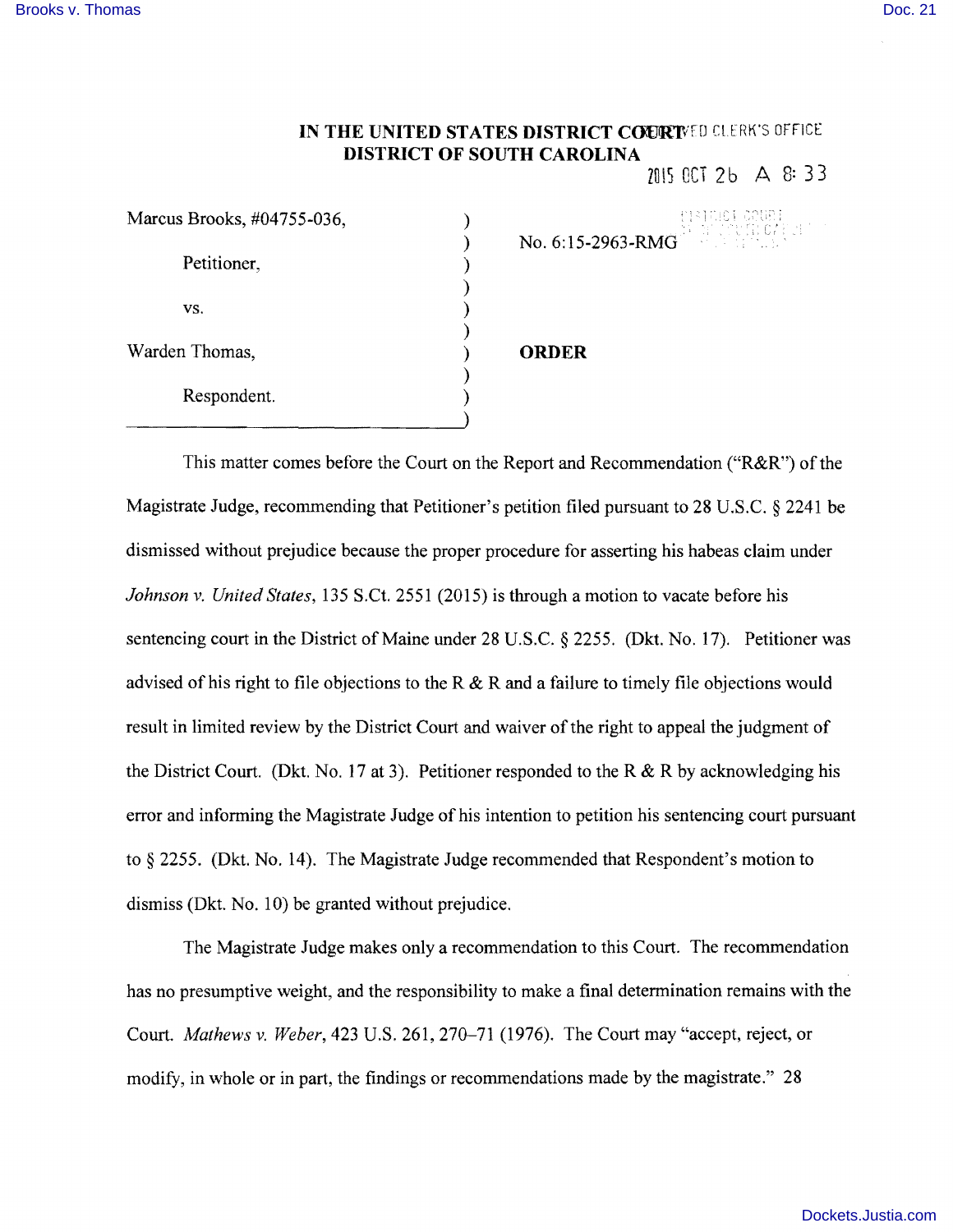# IN THE UNITED STATES DISTRICT COURT
## DISTRICT OF SOUTH CAROLINA

RECEIVED CLERK'S OFFICE
2015 OCT 26 A 8:33

| | |
|---|---|
| Marcus Brooks, #04755-036, | No. 6:15-2963-RMG |
| Petitioner, | |
| vs. | |
| Warden Thomas, | **ORDER** |
| Respondent. | |

This matter comes before the Court on the Report and Recommendation ("R&R") of the Magistrate Judge, recommending that Petitioner's petition filed pursuant to 28 U.S.C. § 2241 be dismissed without prejudice because the proper procedure for asserting his habeas claim under *Johnson v. United States*, 135 S.Ct. 2551 (2015) is through a motion to vacate before his sentencing court in the District of Maine under 28 U.S.C. § 2255. (Dkt. No. 17). Petitioner was advised of his right to file objections to the R & R and a failure to timely file objections would result in limited review by the District Court and waiver of the right to appeal the judgment of the District Court. (Dkt. No. 17 at 3). Petitioner responded to the R & R by acknowledging his error and informing the Magistrate Judge of his intention to petition his sentencing court pursuant to § 2255. (Dkt. No. 14). The Magistrate Judge recommended that Respondent's motion to dismiss (Dkt. No. 10) be granted without prejudice.

The Magistrate Judge makes only a recommendation to this Court. The recommendation has no presumptive weight, and the responsibility to make a final determination remains with the Court. *Mathews v. Weber*, 423 U.S. 261, 270–71 (1976). The Court may "accept, reject, or modify, in whole or in part, the findings or recommendations made by the magistrate." 28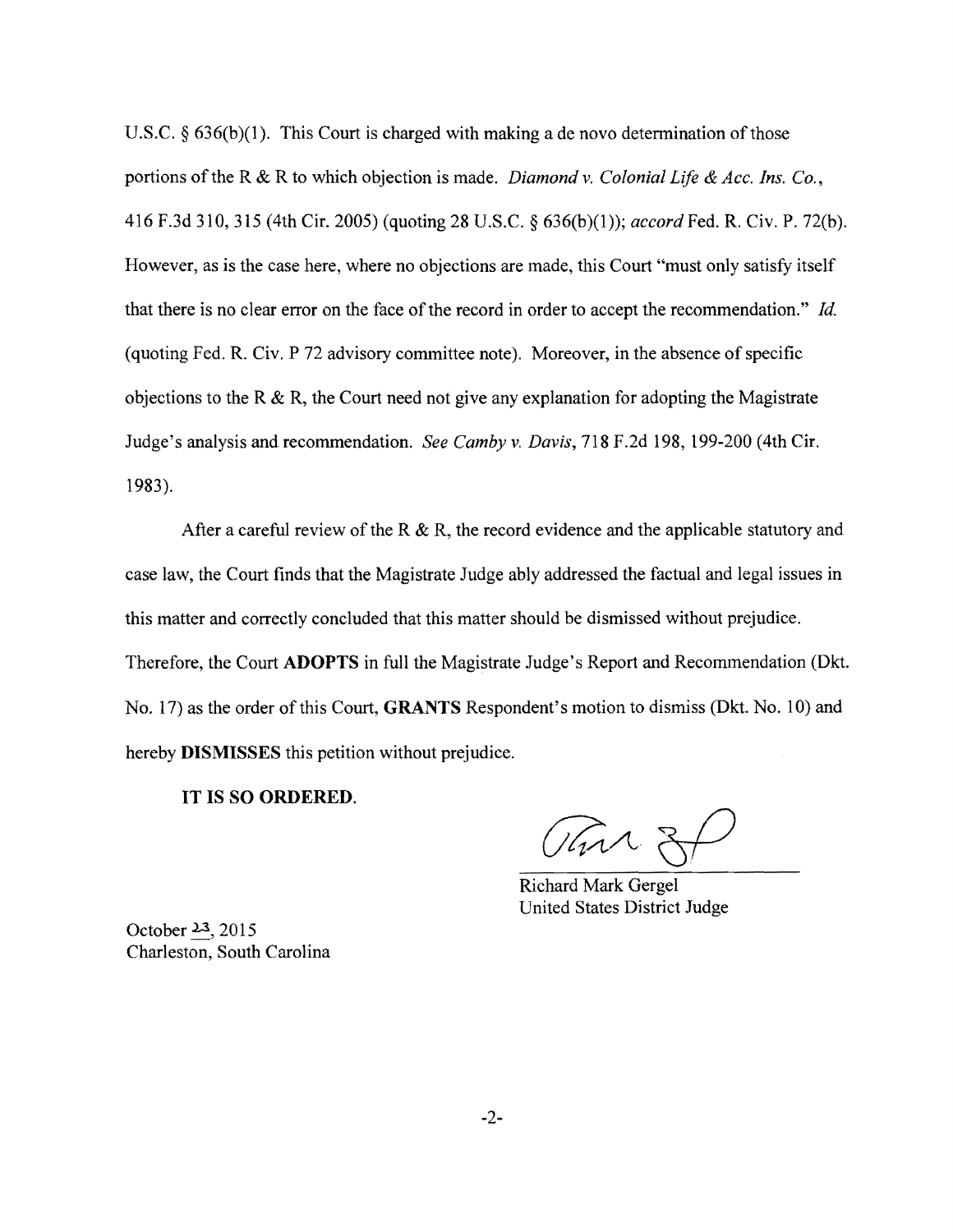U.S.C. § 636(b)(1). This Court is charged with making a de novo determination of those portions of the R & R to which objection is made. *Diamond v. Colonial Life & Acc. Ins. Co.*, 416 F.3d 310, 315 (4th Cir. 2005) (quoting 28 U.S.C. § 636(b)(1)); *accord* Fed. R. Civ. P. 72(b). However, as is the case here, where no objections are made, this Court "must only satisfy itself that there is no clear error on the face of the record in order to accept the recommendation." *Id.* (quoting Fed. R. Civ. P 72 advisory committee note). Moreover, in the absence of specific objections to the R & R, the Court need not give any explanation for adopting the Magistrate Judge's analysis and recommendation. *See Camby v. Davis*, 718 F.2d 198, 199-200 (4th Cir. 1983).

After a careful review of the R & R, the record evidence and the applicable statutory and case law, the Court finds that the Magistrate Judge ably addressed the factual and legal issues in this matter and correctly concluded that this matter should be dismissed without prejudice. Therefore, the Court **ADOPTS** in full the Magistrate Judge's Report and Recommendation (Dkt. No. 17) as the order of this Court, **GRANTS** Respondent's motion to dismiss (Dkt. No. 10) and hereby **DISMISSES** this petition without prejudice.

**IT IS SO ORDERED.**

Richard Mark Gergel
United States District Judge

October 23, 2015
Charleston, South Carolina